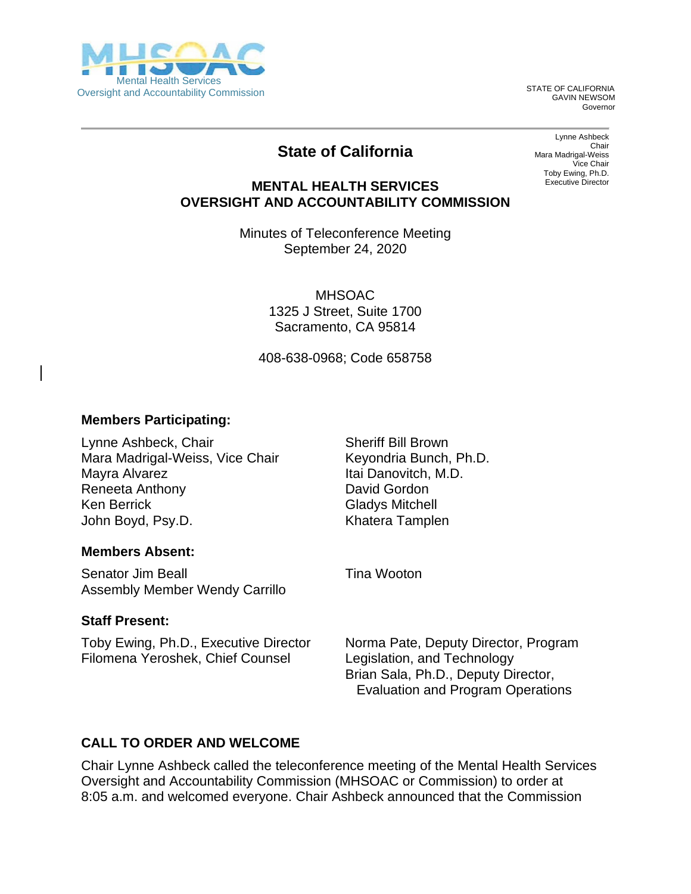Mental Health Services
Oversight and Accountability Commission

STATE OF CALIFORNIA
GAVIN NEWSOM
Governor

Lynne Ashbeck
Chair
Mara Madrigal-Weiss
Vice Chair
Toby Ewing, Ph.D.
Executive Director

# State of California

## MENTAL HEALTH SERVICES OVERSIGHT AND ACCOUNTABILITY COMMISSION

Minutes of Teleconference Meeting
September 24, 2020

MHSOAC
1325 J Street, Suite 1700
Sacramento, CA 95814

408-638-0968; Code 658758

### Members Participating:

Lynne Ashbeck, Chair
Mara Madrigal-Weiss, Vice Chair
Mayra Alvarez
Reneeta Anthony
Ken Berrick
John Boyd, Psy.D.
Sheriff Bill Brown
Keyondria Bunch, Ph.D.
Itai Danovitch, M.D.
David Gordon
Gladys Mitchell
Khatera Tamplen

### Members Absent:

Senator Jim Beall
Assembly Member Wendy Carrillo
Tina Wooton

### Staff Present:

Toby Ewing, Ph.D., Executive Director
Filomena Yeroshek, Chief Counsel
Norma Pate, Deputy Director, Program Legislation, and Technology
Brian Sala, Ph.D., Deputy Director, Evaluation and Program Operations

## CALL TO ORDER AND WELCOME

Chair Lynne Ashbeck called the teleconference meeting of the Mental Health Services Oversight and Accountability Commission (MHSOAC or Commission) to order at 8:05 a.m. and welcomed everyone. Chair Ashbeck announced that the Commission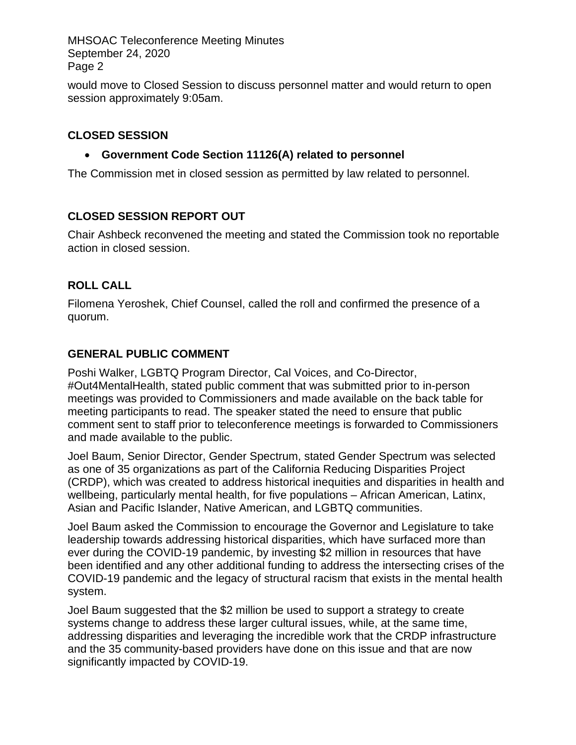would move to Closed Session to discuss personnel matter and would return to open session approximately 9:05am.

## CLOSED SESSION

- **Government Code Section 11126(A) related to personnel**

The Commission met in closed session as permitted by law related to personnel.

## CLOSED SESSION REPORT OUT

Chair Ashbeck reconvened the meeting and stated the Commission took no reportable action in closed session.

## ROLL CALL

Filomena Yeroshek, Chief Counsel, called the roll and confirmed the presence of a quorum.

## GENERAL PUBLIC COMMENT

Poshi Walker, LGBTQ Program Director, Cal Voices, and Co-Director, #Out4MentalHealth, stated public comment that was submitted prior to in-person meetings was provided to Commissioners and made available on the back table for meeting participants to read. The speaker stated the need to ensure that public comment sent to staff prior to teleconference meetings is forwarded to Commissioners and made available to the public.

Joel Baum, Senior Director, Gender Spectrum, stated Gender Spectrum was selected as one of 35 organizations as part of the California Reducing Disparities Project (CRDP), which was created to address historical inequities and disparities in health and wellbeing, particularly mental health, for five populations – African American, Latinx, Asian and Pacific Islander, Native American, and LGBTQ communities.

Joel Baum asked the Commission to encourage the Governor and Legislature to take leadership towards addressing historical disparities, which have surfaced more than ever during the COVID-19 pandemic, by investing $2 million in resources that have been identified and any other additional funding to address the intersecting crises of the COVID-19 pandemic and the legacy of structural racism that exists in the mental health system.

Joel Baum suggested that the $2 million be used to support a strategy to create systems change to address these larger cultural issues, while, at the same time, addressing disparities and leveraging the incredible work that the CRDP infrastructure and the 35 community-based providers have done on this issue and that are now significantly impacted by COVID-19.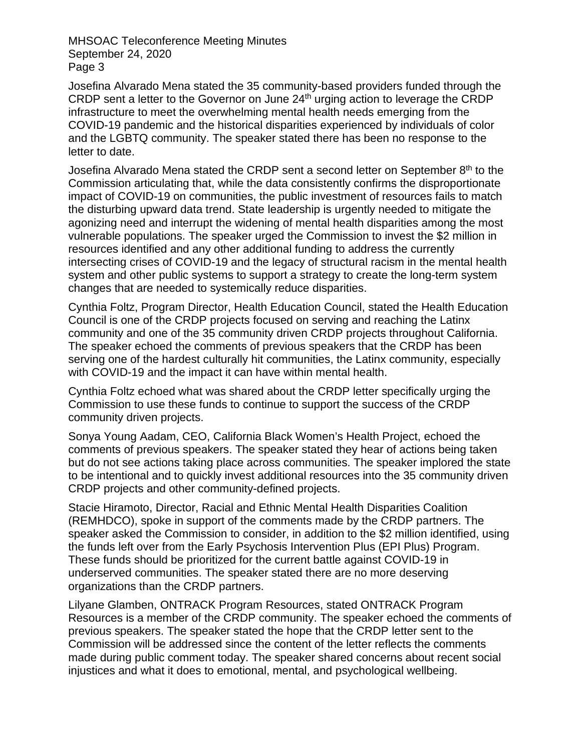Josefina Alvarado Mena stated the 35 community-based providers funded through the CRDP sent a letter to the Governor on June 24th urging action to leverage the CRDP infrastructure to meet the overwhelming mental health needs emerging from the COVID-19 pandemic and the historical disparities experienced by individuals of color and the LGBTQ community. The speaker stated there has been no response to the letter to date.

Josefina Alvarado Mena stated the CRDP sent a second letter on September 8th to the Commission articulating that, while the data consistently confirms the disproportionate impact of COVID-19 on communities, the public investment of resources fails to match the disturbing upward data trend. State leadership is urgently needed to mitigate the agonizing need and interrupt the widening of mental health disparities among the most vulnerable populations. The speaker urged the Commission to invest the $2 million in resources identified and any other additional funding to address the currently intersecting crises of COVID-19 and the legacy of structural racism in the mental health system and other public systems to support a strategy to create the long-term system changes that are needed to systemically reduce disparities.

Cynthia Foltz, Program Director, Health Education Council, stated the Health Education Council is one of the CRDP projects focused on serving and reaching the Latinx community and one of the 35 community driven CRDP projects throughout California. The speaker echoed the comments of previous speakers that the CRDP has been serving one of the hardest culturally hit communities, the Latinx community, especially with COVID-19 and the impact it can have within mental health.

Cynthia Foltz echoed what was shared about the CRDP letter specifically urging the Commission to use these funds to continue to support the success of the CRDP community driven projects.

Sonya Young Aadam, CEO, California Black Women's Health Project, echoed the comments of previous speakers. The speaker stated they hear of actions being taken but do not see actions taking place across communities. The speaker implored the state to be intentional and to quickly invest additional resources into the 35 community driven CRDP projects and other community-defined projects.

Stacie Hiramoto, Director, Racial and Ethnic Mental Health Disparities Coalition (REMHDCO), spoke in support of the comments made by the CRDP partners. The speaker asked the Commission to consider, in addition to the $2 million identified, using the funds left over from the Early Psychosis Intervention Plus (EPI Plus) Program. These funds should be prioritized for the current battle against COVID-19 in underserved communities. The speaker stated there are no more deserving organizations than the CRDP partners.

Lilyane Glamben, ONTRACK Program Resources, stated ONTRACK Program Resources is a member of the CRDP community. The speaker echoed the comments of previous speakers. The speaker stated the hope that the CRDP letter sent to the Commission will be addressed since the content of the letter reflects the comments made during public comment today. The speaker shared concerns about recent social injustices and what it does to emotional, mental, and psychological wellbeing.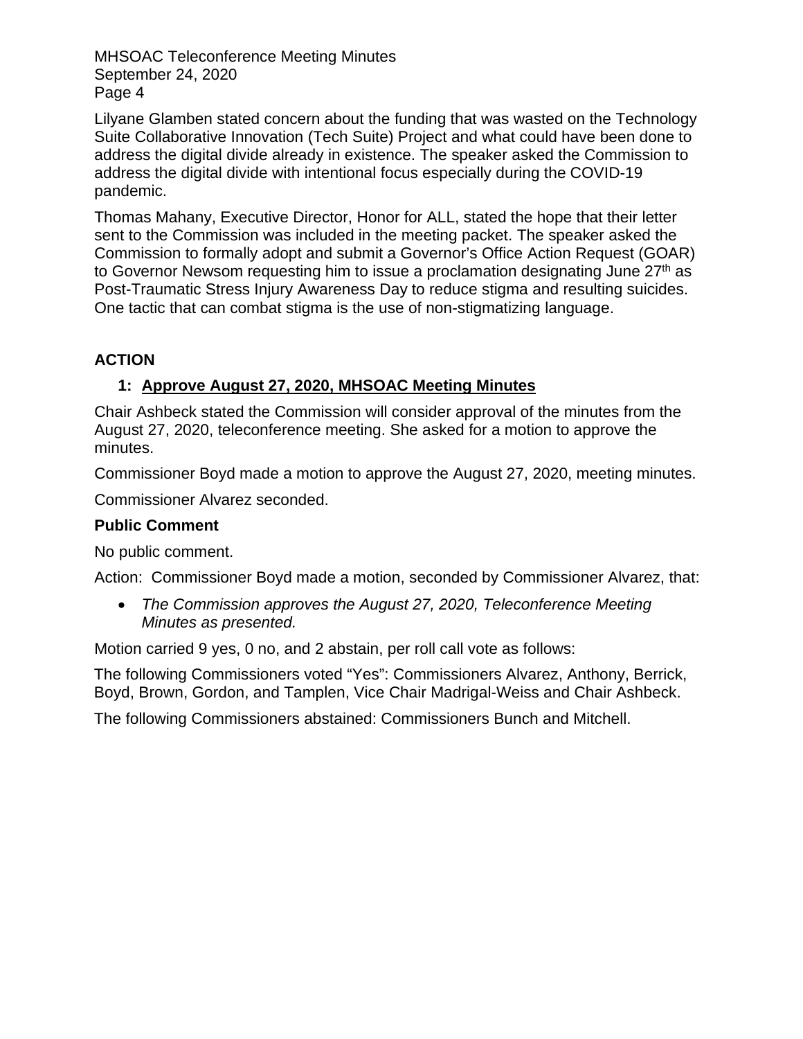Lilyane Glamben stated concern about the funding that was wasted on the Technology Suite Collaborative Innovation (Tech Suite) Project and what could have been done to address the digital divide already in existence. The speaker asked the Commission to address the digital divide with intentional focus especially during the COVID-19 pandemic.

Thomas Mahany, Executive Director, Honor for ALL, stated the hope that their letter sent to the Commission was included in the meeting packet. The speaker asked the Commission to formally adopt and submit a Governor's Office Action Request (GOAR) to Governor Newsom requesting him to issue a proclamation designating June 27th as Post-Traumatic Stress Injury Awareness Day to reduce stigma and resulting suicides. One tactic that can combat stigma is the use of non-stigmatizing language.

## ACTION

### 1: Approve August 27, 2020, MHSOAC Meeting Minutes

Chair Ashbeck stated the Commission will consider approval of the minutes from the August 27, 2020, teleconference meeting. She asked for a motion to approve the minutes.

Commissioner Boyd made a motion to approve the August 27, 2020, meeting minutes.

Commissioner Alvarez seconded.

**Public Comment**

No public comment.

Action: Commissioner Boyd made a motion, seconded by Commissioner Alvarez, that:

- *The Commission approves the August 27, 2020, Teleconference Meeting Minutes as presented.*

Motion carried 9 yes, 0 no, and 2 abstain, per roll call vote as follows:

The following Commissioners voted "Yes": Commissioners Alvarez, Anthony, Berrick, Boyd, Brown, Gordon, and Tamplen, Vice Chair Madrigal-Weiss and Chair Ashbeck.

The following Commissioners abstained: Commissioners Bunch and Mitchell.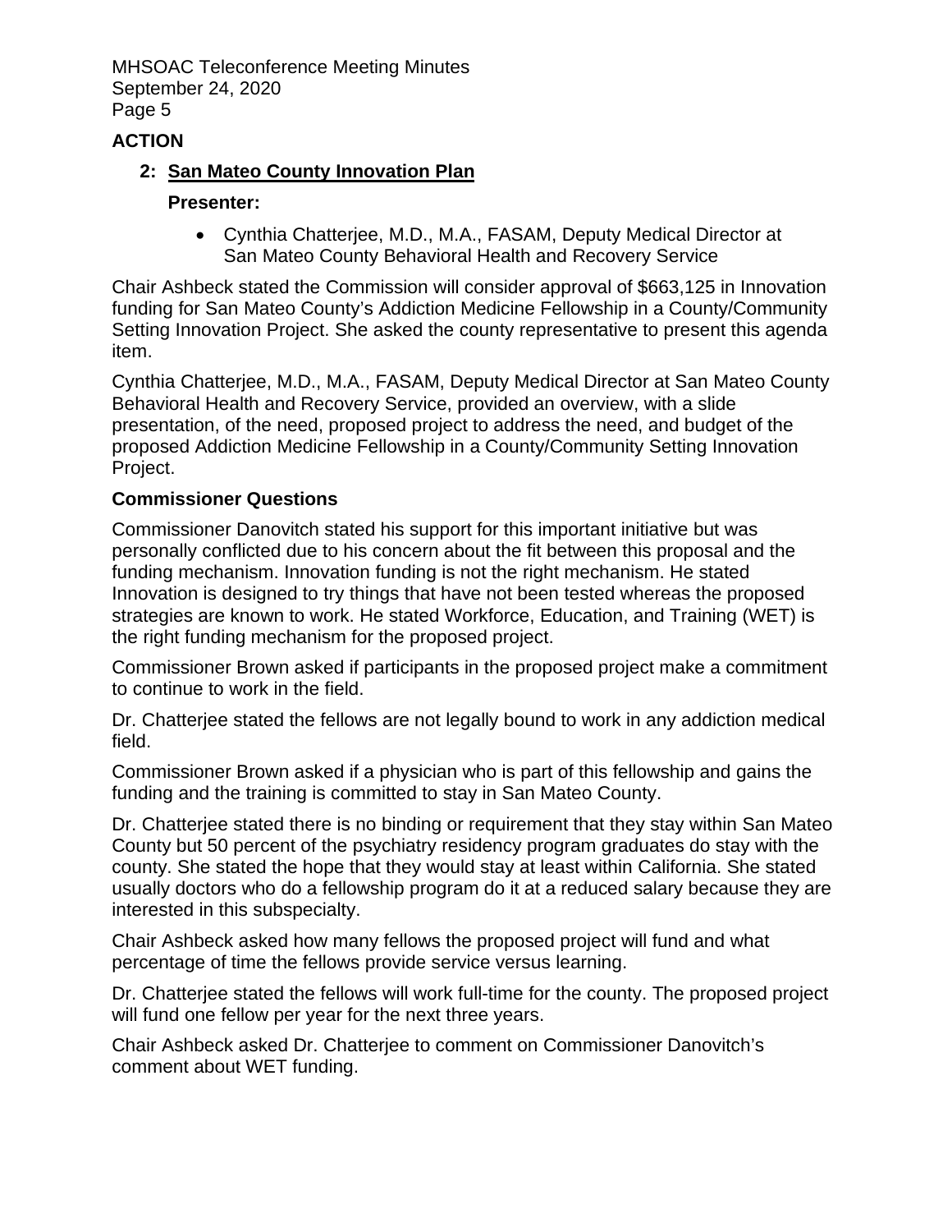## ACTION

### 2: San Mateo County Innovation Plan

**Presenter:**

- Cynthia Chatterjee, M.D., M.A., FASAM, Deputy Medical Director at San Mateo County Behavioral Health and Recovery Service

Chair Ashbeck stated the Commission will consider approval of $663,125 in Innovation funding for San Mateo County's Addiction Medicine Fellowship in a County/Community Setting Innovation Project. She asked the county representative to present this agenda item.

Cynthia Chatterjee, M.D., M.A., FASAM, Deputy Medical Director at San Mateo County Behavioral Health and Recovery Service, provided an overview, with a slide presentation, of the need, proposed project to address the need, and budget of the proposed Addiction Medicine Fellowship in a County/Community Setting Innovation Project.

**Commissioner Questions**

Commissioner Danovitch stated his support for this important initiative but was personally conflicted due to his concern about the fit between this proposal and the funding mechanism. Innovation funding is not the right mechanism. He stated Innovation is designed to try things that have not been tested whereas the proposed strategies are known to work. He stated Workforce, Education, and Training (WET) is the right funding mechanism for the proposed project.

Commissioner Brown asked if participants in the proposed project make a commitment to continue to work in the field.

Dr. Chatterjee stated the fellows are not legally bound to work in any addiction medical field.

Commissioner Brown asked if a physician who is part of this fellowship and gains the funding and the training is committed to stay in San Mateo County.

Dr. Chatterjee stated there is no binding or requirement that they stay within San Mateo County but 50 percent of the psychiatry residency program graduates do stay with the county. She stated the hope that they would stay at least within California. She stated usually doctors who do a fellowship program do it at a reduced salary because they are interested in this subspecialty.

Chair Ashbeck asked how many fellows the proposed project will fund and what percentage of time the fellows provide service versus learning.

Dr. Chatterjee stated the fellows will work full-time for the county. The proposed project will fund one fellow per year for the next three years.

Chair Ashbeck asked Dr. Chatterjee to comment on Commissioner Danovitch's comment about WET funding.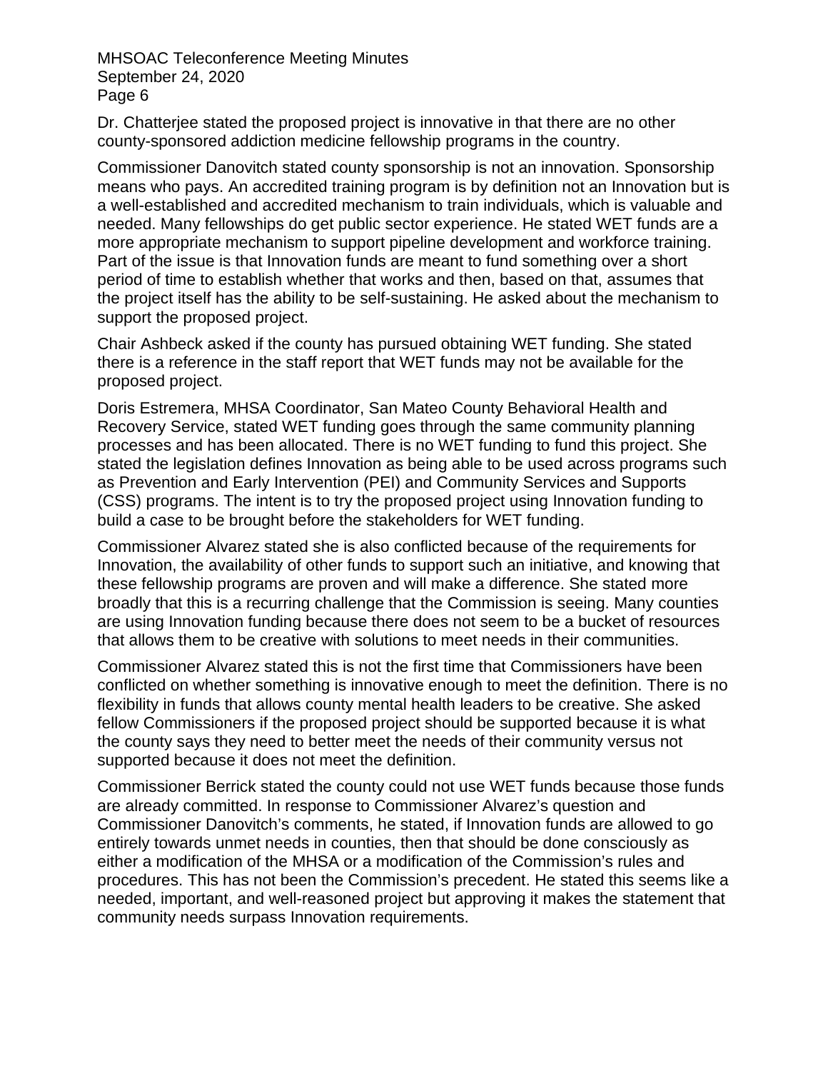Dr. Chatterjee stated the proposed project is innovative in that there are no other county-sponsored addiction medicine fellowship programs in the country.

Commissioner Danovitch stated county sponsorship is not an innovation. Sponsorship means who pays. An accredited training program is by definition not an Innovation but is a well-established and accredited mechanism to train individuals, which is valuable and needed. Many fellowships do get public sector experience. He stated WET funds are a more appropriate mechanism to support pipeline development and workforce training. Part of the issue is that Innovation funds are meant to fund something over a short period of time to establish whether that works and then, based on that, assumes that the project itself has the ability to be self-sustaining. He asked about the mechanism to support the proposed project.

Chair Ashbeck asked if the county has pursued obtaining WET funding. She stated there is a reference in the staff report that WET funds may not be available for the proposed project.

Doris Estremera, MHSA Coordinator, San Mateo County Behavioral Health and Recovery Service, stated WET funding goes through the same community planning processes and has been allocated. There is no WET funding to fund this project. She stated the legislation defines Innovation as being able to be used across programs such as Prevention and Early Intervention (PEI) and Community Services and Supports (CSS) programs. The intent is to try the proposed project using Innovation funding to build a case to be brought before the stakeholders for WET funding.

Commissioner Alvarez stated she is also conflicted because of the requirements for Innovation, the availability of other funds to support such an initiative, and knowing that these fellowship programs are proven and will make a difference. She stated more broadly that this is a recurring challenge that the Commission is seeing. Many counties are using Innovation funding because there does not seem to be a bucket of resources that allows them to be creative with solutions to meet needs in their communities.

Commissioner Alvarez stated this is not the first time that Commissioners have been conflicted on whether something is innovative enough to meet the definition. There is no flexibility in funds that allows county mental health leaders to be creative. She asked fellow Commissioners if the proposed project should be supported because it is what the county says they need to better meet the needs of their community versus not supported because it does not meet the definition.

Commissioner Berrick stated the county could not use WET funds because those funds are already committed. In response to Commissioner Alvarez's question and Commissioner Danovitch's comments, he stated, if Innovation funds are allowed to go entirely towards unmet needs in counties, then that should be done consciously as either a modification of the MHSA or a modification of the Commission's rules and procedures. This has not been the Commission's precedent. He stated this seems like a needed, important, and well-reasoned project but approving it makes the statement that community needs surpass Innovation requirements.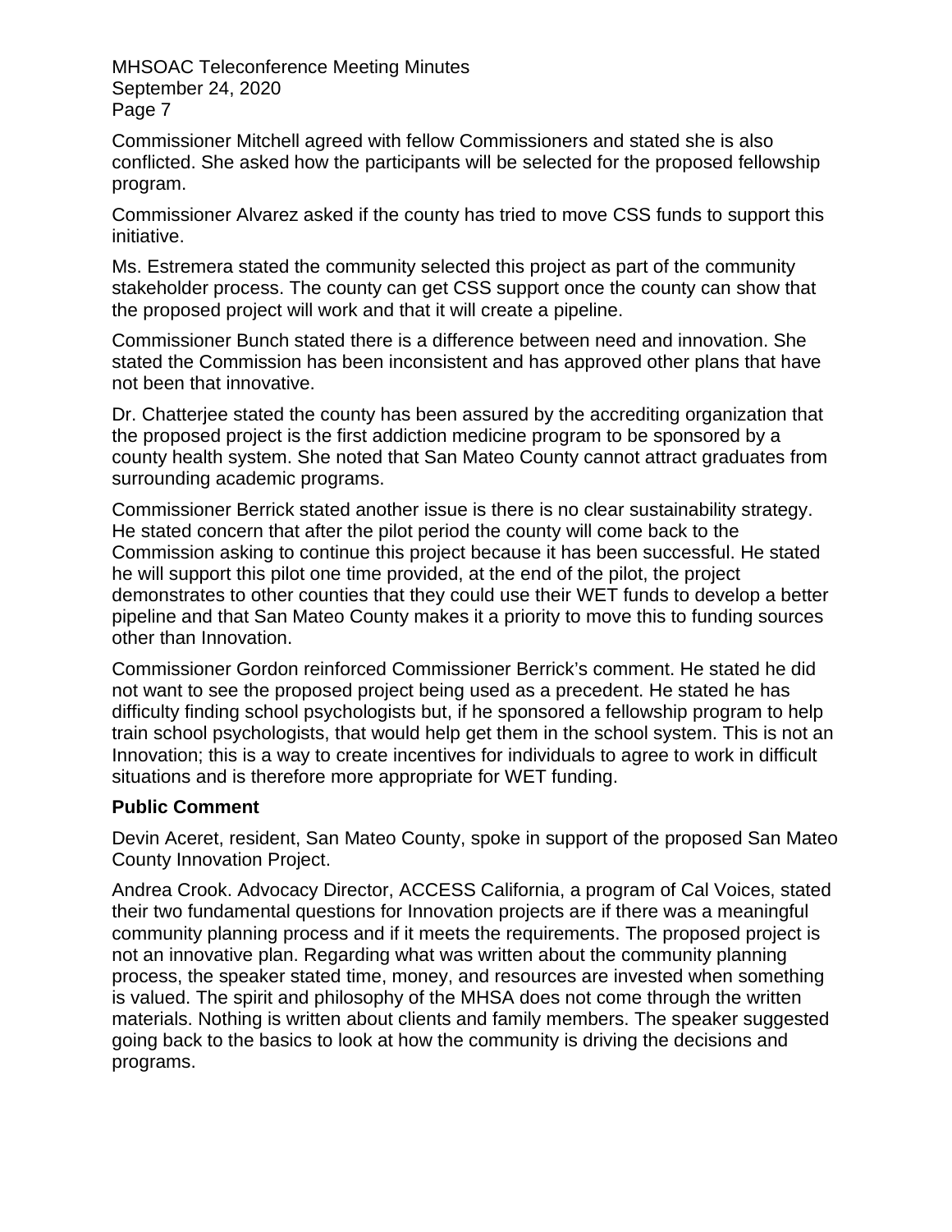Commissioner Mitchell agreed with fellow Commissioners and stated she is also conflicted. She asked how the participants will be selected for the proposed fellowship program.

Commissioner Alvarez asked if the county has tried to move CSS funds to support this initiative.

Ms. Estremera stated the community selected this project as part of the community stakeholder process. The county can get CSS support once the county can show that the proposed project will work and that it will create a pipeline.

Commissioner Bunch stated there is a difference between need and innovation. She stated the Commission has been inconsistent and has approved other plans that have not been that innovative.

Dr. Chatterjee stated the county has been assured by the accrediting organization that the proposed project is the first addiction medicine program to be sponsored by a county health system. She noted that San Mateo County cannot attract graduates from surrounding academic programs.

Commissioner Berrick stated another issue is there is no clear sustainability strategy. He stated concern that after the pilot period the county will come back to the Commission asking to continue this project because it has been successful. He stated he will support this pilot one time provided, at the end of the pilot, the project demonstrates to other counties that they could use their WET funds to develop a better pipeline and that San Mateo County makes it a priority to move this to funding sources other than Innovation.

Commissioner Gordon reinforced Commissioner Berrick's comment. He stated he did not want to see the proposed project being used as a precedent. He stated he has difficulty finding school psychologists but, if he sponsored a fellowship program to help train school psychologists, that would help get them in the school system. This is not an Innovation; this is a way to create incentives for individuals to agree to work in difficult situations and is therefore more appropriate for WET funding.

**Public Comment**

Devin Aceret, resident, San Mateo County, spoke in support of the proposed San Mateo County Innovation Project.

Andrea Crook. Advocacy Director, ACCESS California, a program of Cal Voices, stated their two fundamental questions for Innovation projects are if there was a meaningful community planning process and if it meets the requirements. The proposed project is not an innovative plan. Regarding what was written about the community planning process, the speaker stated time, money, and resources are invested when something is valued. The spirit and philosophy of the MHSA does not come through the written materials. Nothing is written about clients and family members. The speaker suggested going back to the basics to look at how the community is driving the decisions and programs.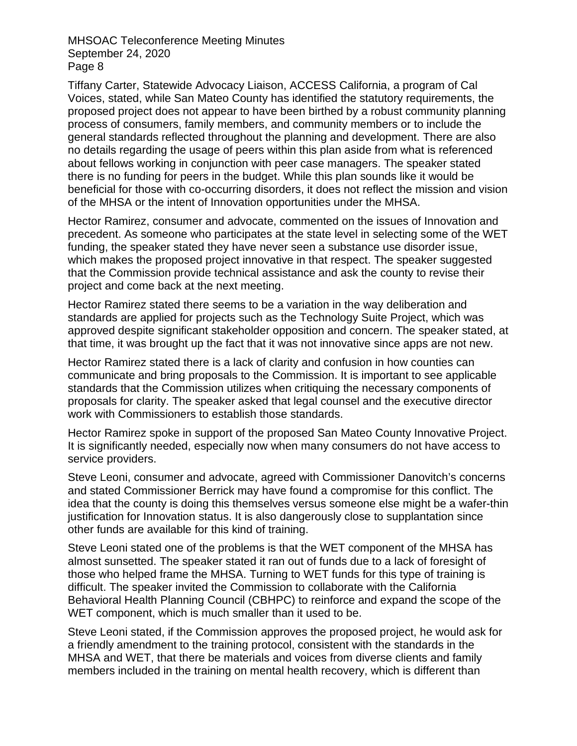Tiffany Carter, Statewide Advocacy Liaison, ACCESS California, a program of Cal Voices, stated, while San Mateo County has identified the statutory requirements, the proposed project does not appear to have been birthed by a robust community planning process of consumers, family members, and community members or to include the general standards reflected throughout the planning and development. There are also no details regarding the usage of peers within this plan aside from what is referenced about fellows working in conjunction with peer case managers. The speaker stated there is no funding for peers in the budget. While this plan sounds like it would be beneficial for those with co-occurring disorders, it does not reflect the mission and vision of the MHSA or the intent of Innovation opportunities under the MHSA.

Hector Ramirez, consumer and advocate, commented on the issues of Innovation and precedent. As someone who participates at the state level in selecting some of the WET funding, the speaker stated they have never seen a substance use disorder issue, which makes the proposed project innovative in that respect. The speaker suggested that the Commission provide technical assistance and ask the county to revise their project and come back at the next meeting.

Hector Ramirez stated there seems to be a variation in the way deliberation and standards are applied for projects such as the Technology Suite Project, which was approved despite significant stakeholder opposition and concern. The speaker stated, at that time, it was brought up the fact that it was not innovative since apps are not new.

Hector Ramirez stated there is a lack of clarity and confusion in how counties can communicate and bring proposals to the Commission. It is important to see applicable standards that the Commission utilizes when critiquing the necessary components of proposals for clarity. The speaker asked that legal counsel and the executive director work with Commissioners to establish those standards.

Hector Ramirez spoke in support of the proposed San Mateo County Innovative Project. It is significantly needed, especially now when many consumers do not have access to service providers.

Steve Leoni, consumer and advocate, agreed with Commissioner Danovitch's concerns and stated Commissioner Berrick may have found a compromise for this conflict. The idea that the county is doing this themselves versus someone else might be a wafer-thin justification for Innovation status. It is also dangerously close to supplantation since other funds are available for this kind of training.

Steve Leoni stated one of the problems is that the WET component of the MHSA has almost sunsetted. The speaker stated it ran out of funds due to a lack of foresight of those who helped frame the MHSA. Turning to WET funds for this type of training is difficult. The speaker invited the Commission to collaborate with the California Behavioral Health Planning Council (CBHPC) to reinforce and expand the scope of the WET component, which is much smaller than it used to be.

Steve Leoni stated, if the Commission approves the proposed project, he would ask for a friendly amendment to the training protocol, consistent with the standards in the MHSA and WET, that there be materials and voices from diverse clients and family members included in the training on mental health recovery, which is different than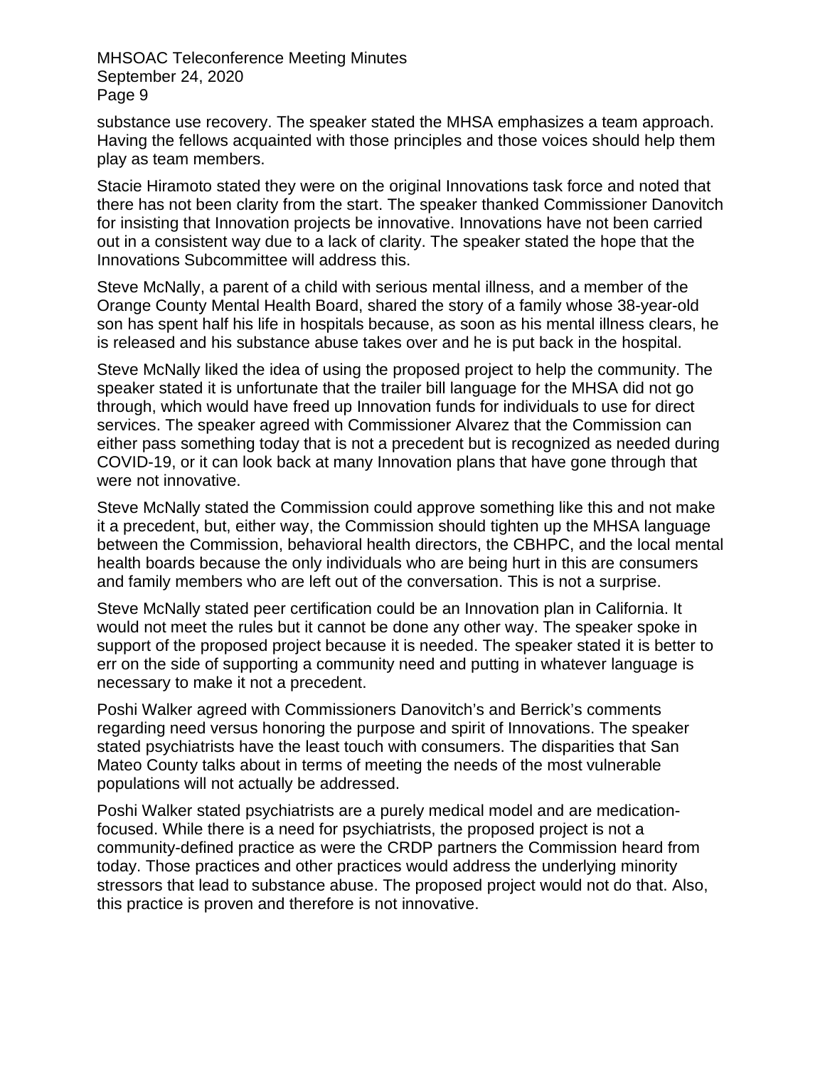substance use recovery. The speaker stated the MHSA emphasizes a team approach. Having the fellows acquainted with those principles and those voices should help them play as team members.

Stacie Hiramoto stated they were on the original Innovations task force and noted that there has not been clarity from the start. The speaker thanked Commissioner Danovitch for insisting that Innovation projects be innovative. Innovations have not been carried out in a consistent way due to a lack of clarity. The speaker stated the hope that the Innovations Subcommittee will address this.

Steve McNally, a parent of a child with serious mental illness, and a member of the Orange County Mental Health Board, shared the story of a family whose 38-year-old son has spent half his life in hospitals because, as soon as his mental illness clears, he is released and his substance abuse takes over and he is put back in the hospital.

Steve McNally liked the idea of using the proposed project to help the community. The speaker stated it is unfortunate that the trailer bill language for the MHSA did not go through, which would have freed up Innovation funds for individuals to use for direct services. The speaker agreed with Commissioner Alvarez that the Commission can either pass something today that is not a precedent but is recognized as needed during COVID-19, or it can look back at many Innovation plans that have gone through that were not innovative.

Steve McNally stated the Commission could approve something like this and not make it a precedent, but, either way, the Commission should tighten up the MHSA language between the Commission, behavioral health directors, the CBHPC, and the local mental health boards because the only individuals who are being hurt in this are consumers and family members who are left out of the conversation. This is not a surprise.

Steve McNally stated peer certification could be an Innovation plan in California. It would not meet the rules but it cannot be done any other way. The speaker spoke in support of the proposed project because it is needed. The speaker stated it is better to err on the side of supporting a community need and putting in whatever language is necessary to make it not a precedent.

Poshi Walker agreed with Commissioners Danovitch's and Berrick's comments regarding need versus honoring the purpose and spirit of Innovations. The speaker stated psychiatrists have the least touch with consumers. The disparities that San Mateo County talks about in terms of meeting the needs of the most vulnerable populations will not actually be addressed.

Poshi Walker stated psychiatrists are a purely medical model and are medication-focused. While there is a need for psychiatrists, the proposed project is not a community-defined practice as were the CRDP partners the Commission heard from today. Those practices and other practices would address the underlying minority stressors that lead to substance abuse. The proposed project would not do that. Also, this practice is proven and therefore is not innovative.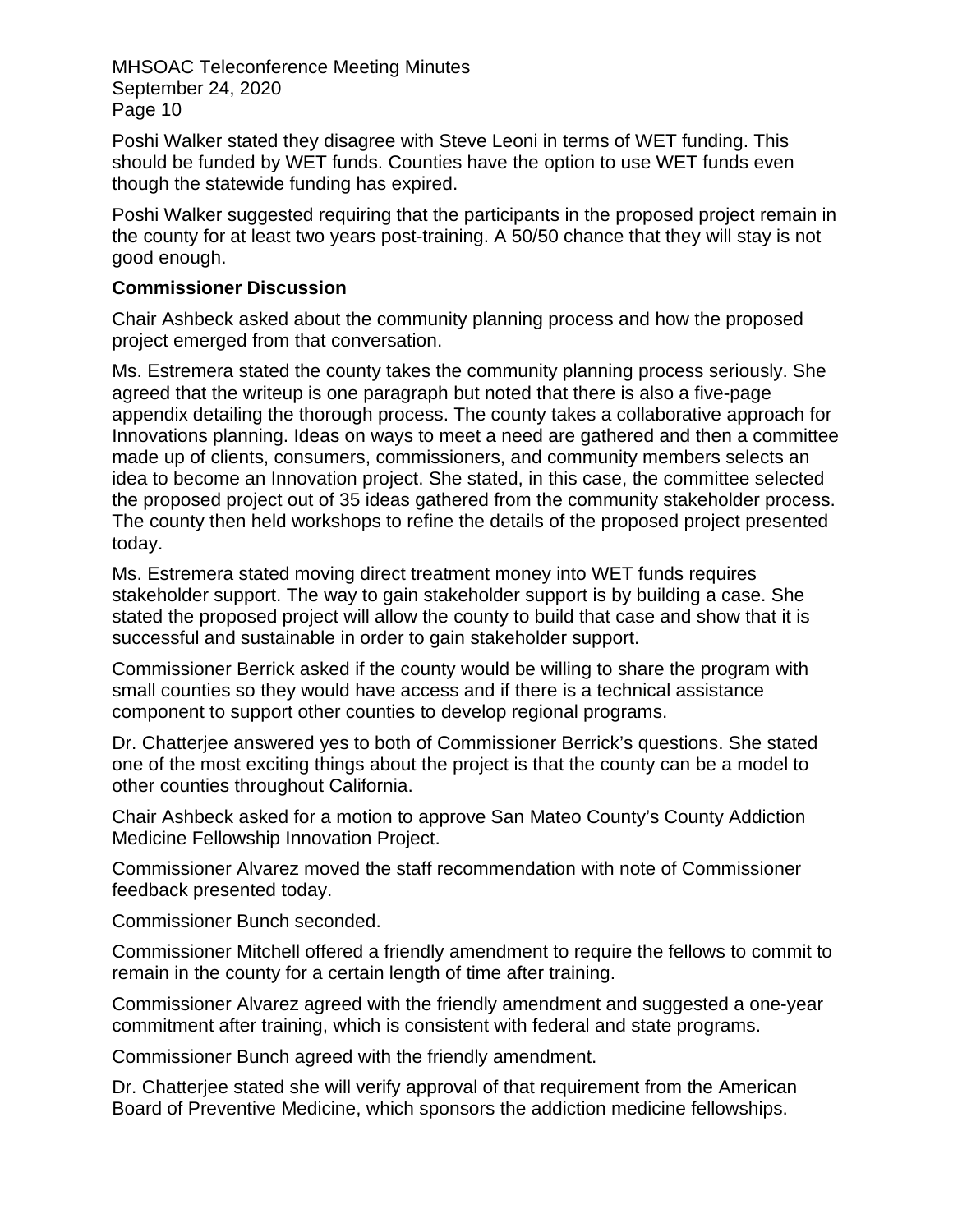Poshi Walker stated they disagree with Steve Leoni in terms of WET funding. This should be funded by WET funds. Counties have the option to use WET funds even though the statewide funding has expired.

Poshi Walker suggested requiring that the participants in the proposed project remain in the county for at least two years post-training. A 50/50 chance that they will stay is not good enough.

**Commissioner Discussion**

Chair Ashbeck asked about the community planning process and how the proposed project emerged from that conversation.

Ms. Estremera stated the county takes the community planning process seriously. She agreed that the writeup is one paragraph but noted that there is also a five-page appendix detailing the thorough process. The county takes a collaborative approach for Innovations planning. Ideas on ways to meet a need are gathered and then a committee made up of clients, consumers, commissioners, and community members selects an idea to become an Innovation project. She stated, in this case, the committee selected the proposed project out of 35 ideas gathered from the community stakeholder process. The county then held workshops to refine the details of the proposed project presented today.

Ms. Estremera stated moving direct treatment money into WET funds requires stakeholder support. The way to gain stakeholder support is by building a case. She stated the proposed project will allow the county to build that case and show that it is successful and sustainable in order to gain stakeholder support.

Commissioner Berrick asked if the county would be willing to share the program with small counties so they would have access and if there is a technical assistance component to support other counties to develop regional programs.

Dr. Chatterjee answered yes to both of Commissioner Berrick's questions. She stated one of the most exciting things about the project is that the county can be a model to other counties throughout California.

Chair Ashbeck asked for a motion to approve San Mateo County's County Addiction Medicine Fellowship Innovation Project.

Commissioner Alvarez moved the staff recommendation with note of Commissioner feedback presented today.

Commissioner Bunch seconded.

Commissioner Mitchell offered a friendly amendment to require the fellows to commit to remain in the county for a certain length of time after training.

Commissioner Alvarez agreed with the friendly amendment and suggested a one-year commitment after training, which is consistent with federal and state programs.

Commissioner Bunch agreed with the friendly amendment.

Dr. Chatterjee stated she will verify approval of that requirement from the American Board of Preventive Medicine, which sponsors the addiction medicine fellowships.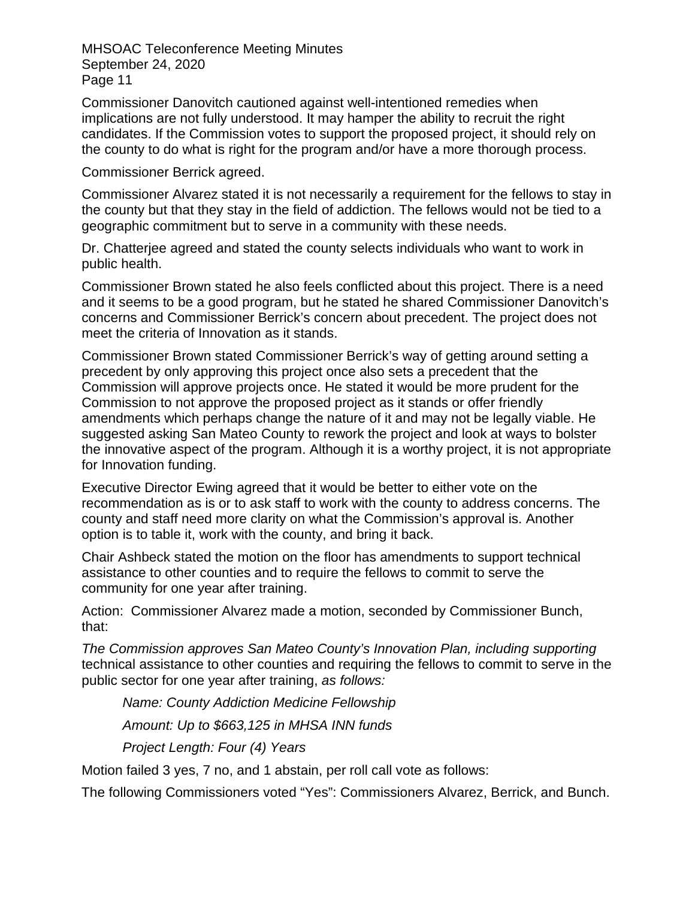Commissioner Danovitch cautioned against well-intentioned remedies when implications are not fully understood. It may hamper the ability to recruit the right candidates. If the Commission votes to support the proposed project, it should rely on the county to do what is right for the program and/or have a more thorough process.

Commissioner Berrick agreed.

Commissioner Alvarez stated it is not necessarily a requirement for the fellows to stay in the county but that they stay in the field of addiction. The fellows would not be tied to a geographic commitment but to serve in a community with these needs.

Dr. Chatterjee agreed and stated the county selects individuals who want to work in public health.

Commissioner Brown stated he also feels conflicted about this project. There is a need and it seems to be a good program, but he stated he shared Commissioner Danovitch's concerns and Commissioner Berrick's concern about precedent. The project does not meet the criteria of Innovation as it stands.

Commissioner Brown stated Commissioner Berrick's way of getting around setting a precedent by only approving this project once also sets a precedent that the Commission will approve projects once. He stated it would be more prudent for the Commission to not approve the proposed project as it stands or offer friendly amendments which perhaps change the nature of it and may not be legally viable. He suggested asking San Mateo County to rework the project and look at ways to bolster the innovative aspect of the program. Although it is a worthy project, it is not appropriate for Innovation funding.

Executive Director Ewing agreed that it would be better to either vote on the recommendation as is or to ask staff to work with the county to address concerns. The county and staff need more clarity on what the Commission's approval is. Another option is to table it, work with the county, and bring it back.

Chair Ashbeck stated the motion on the floor has amendments to support technical assistance to other counties and to require the fellows to commit to serve the community for one year after training.

Action: Commissioner Alvarez made a motion, seconded by Commissioner Bunch, that:

*The Commission approves San Mateo County's Innovation Plan, including supporting* technical assistance to other counties and requiring the fellows to commit to serve in the public sector for one year after training, *as follows:*

> *Name: County Addiction Medicine Fellowship*
>
> *Amount: Up to $663,125 in MHSA INN funds*
>
> *Project Length: Four (4) Years*

Motion failed 3 yes, 7 no, and 1 abstain, per roll call vote as follows:

The following Commissioners voted "Yes": Commissioners Alvarez, Berrick, and Bunch.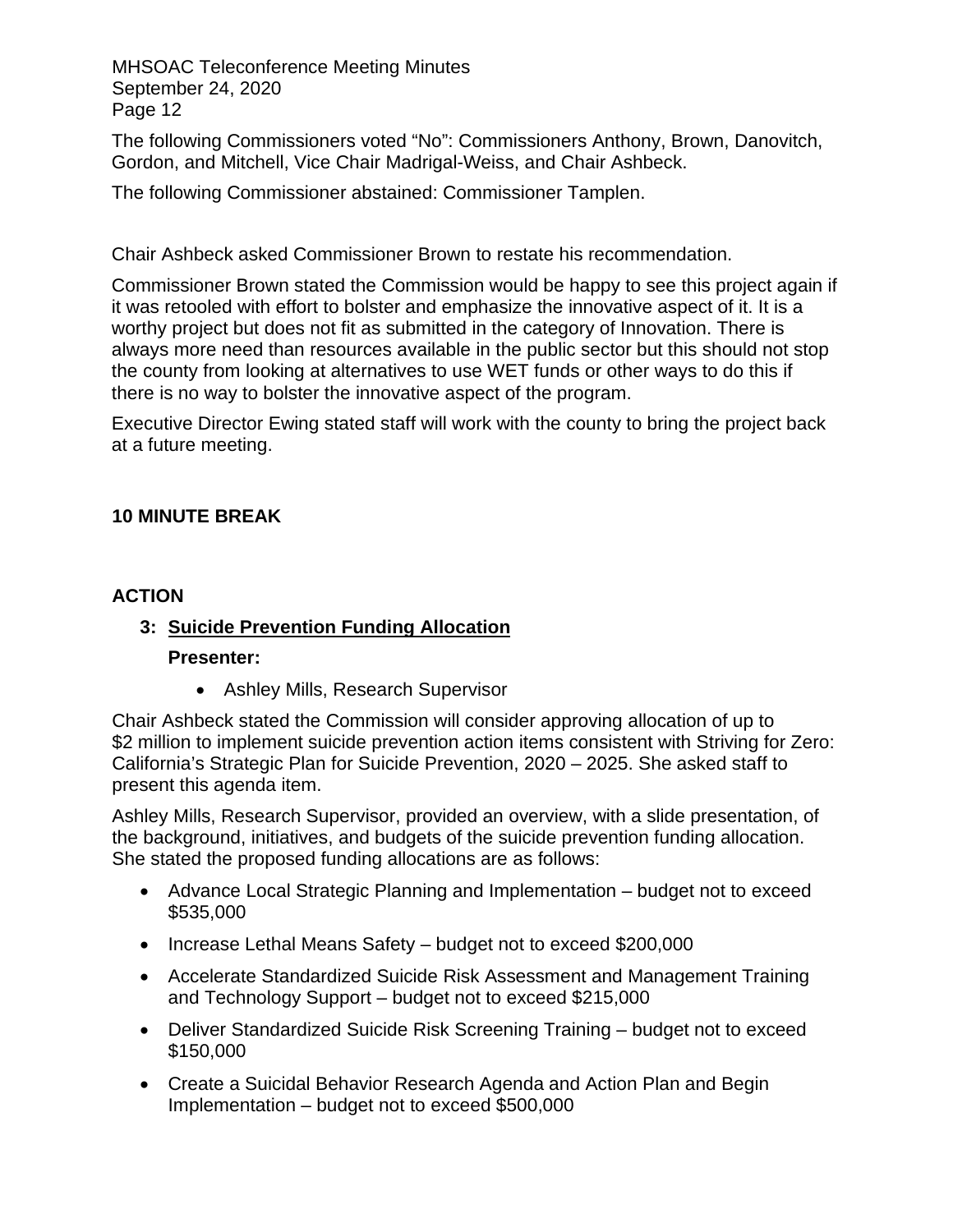The following Commissioners voted "No": Commissioners Anthony, Brown, Danovitch, Gordon, and Mitchell, Vice Chair Madrigal-Weiss, and Chair Ashbeck.

The following Commissioner abstained: Commissioner Tamplen.

Chair Ashbeck asked Commissioner Brown to restate his recommendation.

Commissioner Brown stated the Commission would be happy to see this project again if it was retooled with effort to bolster and emphasize the innovative aspect of it. It is a worthy project but does not fit as submitted in the category of Innovation. There is always more need than resources available in the public sector but this should not stop the county from looking at alternatives to use WET funds or other ways to do this if there is no way to bolster the innovative aspect of the program.

Executive Director Ewing stated staff will work with the county to bring the project back at a future meeting.

**10 MINUTE BREAK**

**ACTION**

**3: Suicide Prevention Funding Allocation**

**Presenter:**

- Ashley Mills, Research Supervisor

Chair Ashbeck stated the Commission will consider approving allocation of up to $2 million to implement suicide prevention action items consistent with Striving for Zero: California's Strategic Plan for Suicide Prevention, 2020 – 2025. She asked staff to present this agenda item.

Ashley Mills, Research Supervisor, provided an overview, with a slide presentation, of the background, initiatives, and budgets of the suicide prevention funding allocation. She stated the proposed funding allocations are as follows:

- Advance Local Strategic Planning and Implementation – budget not to exceed $535,000
- Increase Lethal Means Safety – budget not to exceed $200,000
- Accelerate Standardized Suicide Risk Assessment and Management Training and Technology Support – budget not to exceed $215,000
- Deliver Standardized Suicide Risk Screening Training – budget not to exceed $150,000
- Create a Suicidal Behavior Research Agenda and Action Plan and Begin Implementation – budget not to exceed $500,000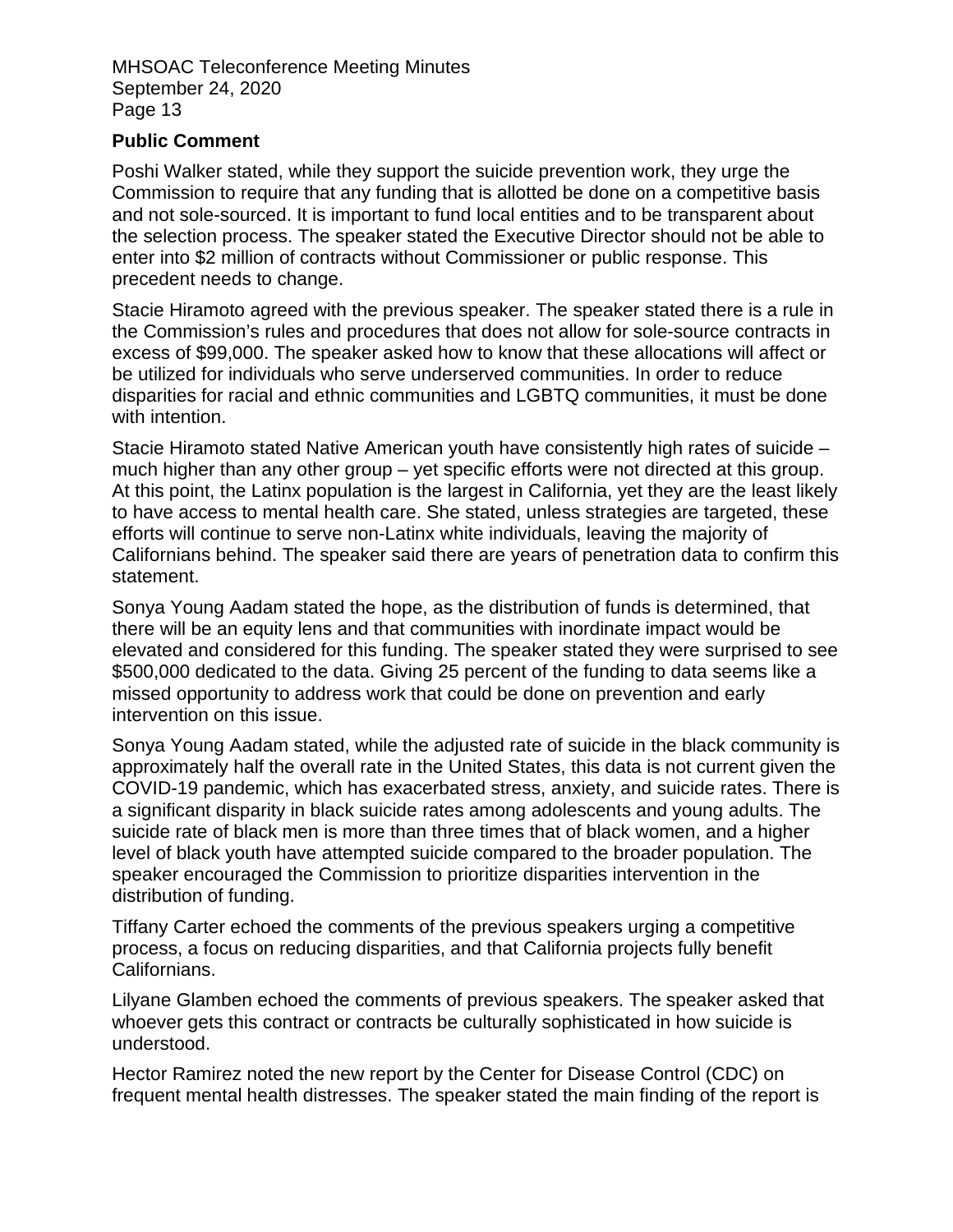**Public Comment**

Poshi Walker stated, while they support the suicide prevention work, they urge the Commission to require that any funding that is allotted be done on a competitive basis and not sole-sourced. It is important to fund local entities and to be transparent about the selection process. The speaker stated the Executive Director should not be able to enter into $2 million of contracts without Commissioner or public response. This precedent needs to change.

Stacie Hiramoto agreed with the previous speaker. The speaker stated there is a rule in the Commission's rules and procedures that does not allow for sole-source contracts in excess of $99,000. The speaker asked how to know that these allocations will affect or be utilized for individuals who serve underserved communities. In order to reduce disparities for racial and ethnic communities and LGBTQ communities, it must be done with intention.

Stacie Hiramoto stated Native American youth have consistently high rates of suicide – much higher than any other group – yet specific efforts were not directed at this group. At this point, the Latinx population is the largest in California, yet they are the least likely to have access to mental health care. She stated, unless strategies are targeted, these efforts will continue to serve non-Latinx white individuals, leaving the majority of Californians behind. The speaker said there are years of penetration data to confirm this statement.

Sonya Young Aadam stated the hope, as the distribution of funds is determined, that there will be an equity lens and that communities with inordinate impact would be elevated and considered for this funding. The speaker stated they were surprised to see $500,000 dedicated to the data. Giving 25 percent of the funding to data seems like a missed opportunity to address work that could be done on prevention and early intervention on this issue.

Sonya Young Aadam stated, while the adjusted rate of suicide in the black community is approximately half the overall rate in the United States, this data is not current given the COVID-19 pandemic, which has exacerbated stress, anxiety, and suicide rates. There is a significant disparity in black suicide rates among adolescents and young adults. The suicide rate of black men is more than three times that of black women, and a higher level of black youth have attempted suicide compared to the broader population. The speaker encouraged the Commission to prioritize disparities intervention in the distribution of funding.

Tiffany Carter echoed the comments of the previous speakers urging a competitive process, a focus on reducing disparities, and that California projects fully benefit Californians.

Lilyane Glamben echoed the comments of previous speakers. The speaker asked that whoever gets this contract or contracts be culturally sophisticated in how suicide is understood.

Hector Ramirez noted the new report by the Center for Disease Control (CDC) on frequent mental health distresses. The speaker stated the main finding of the report is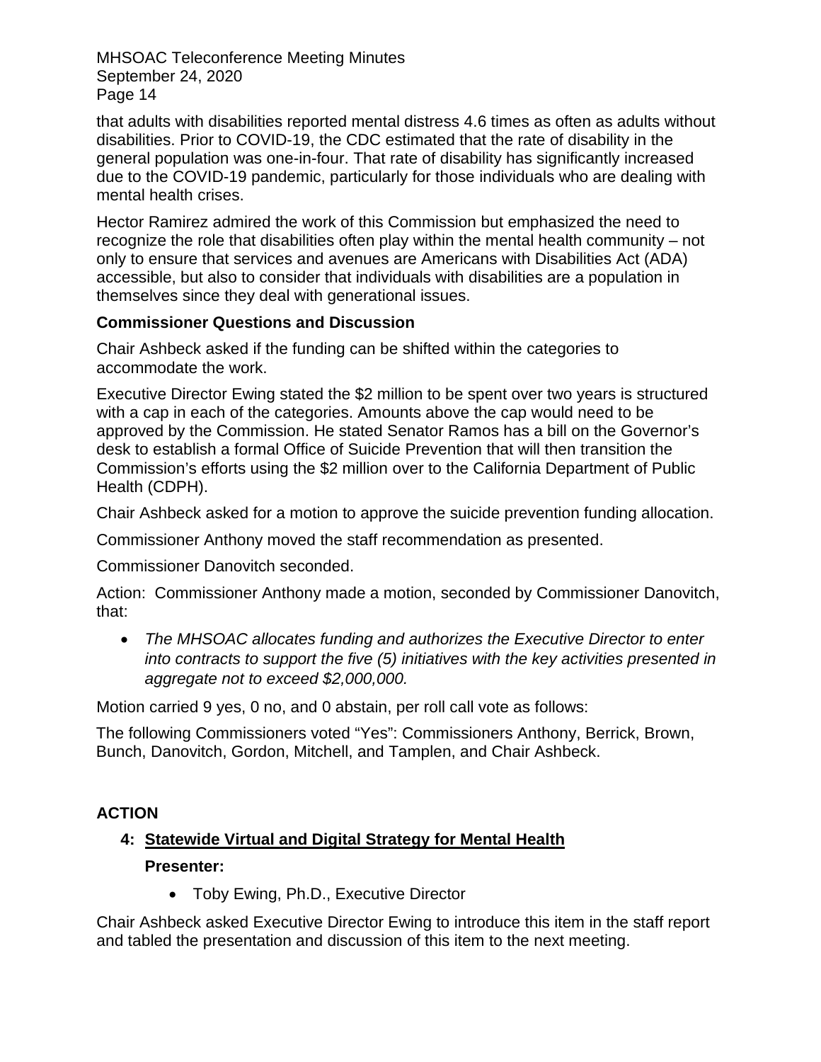that adults with disabilities reported mental distress 4.6 times as often as adults without disabilities. Prior to COVID-19, the CDC estimated that the rate of disability in the general population was one-in-four. That rate of disability has significantly increased due to the COVID-19 pandemic, particularly for those individuals who are dealing with mental health crises.

Hector Ramirez admired the work of this Commission but emphasized the need to recognize the role that disabilities often play within the mental health community – not only to ensure that services and avenues are Americans with Disabilities Act (ADA) accessible, but also to consider that individuals with disabilities are a population in themselves since they deal with generational issues.

**Commissioner Questions and Discussion**

Chair Ashbeck asked if the funding can be shifted within the categories to accommodate the work.

Executive Director Ewing stated the $2 million to be spent over two years is structured with a cap in each of the categories. Amounts above the cap would need to be approved by the Commission. He stated Senator Ramos has a bill on the Governor's desk to establish a formal Office of Suicide Prevention that will then transition the Commission's efforts using the $2 million over to the California Department of Public Health (CDPH).

Chair Ashbeck asked for a motion to approve the suicide prevention funding allocation.

Commissioner Anthony moved the staff recommendation as presented.

Commissioner Danovitch seconded.

Action: Commissioner Anthony made a motion, seconded by Commissioner Danovitch, that:

- *The MHSOAC allocates funding and authorizes the Executive Director to enter into contracts to support the five (5) initiatives with the key activities presented in aggregate not to exceed $2,000,000.*

Motion carried 9 yes, 0 no, and 0 abstain, per roll call vote as follows:

The following Commissioners voted "Yes": Commissioners Anthony, Berrick, Brown, Bunch, Danovitch, Gordon, Mitchell, and Tamplen, and Chair Ashbeck.

## ACTION

### 4: <u>Statewide Virtual and Digital Strategy for Mental Health</u>

**Presenter:**

- Toby Ewing, Ph.D., Executive Director

Chair Ashbeck asked Executive Director Ewing to introduce this item in the staff report and tabled the presentation and discussion of this item to the next meeting.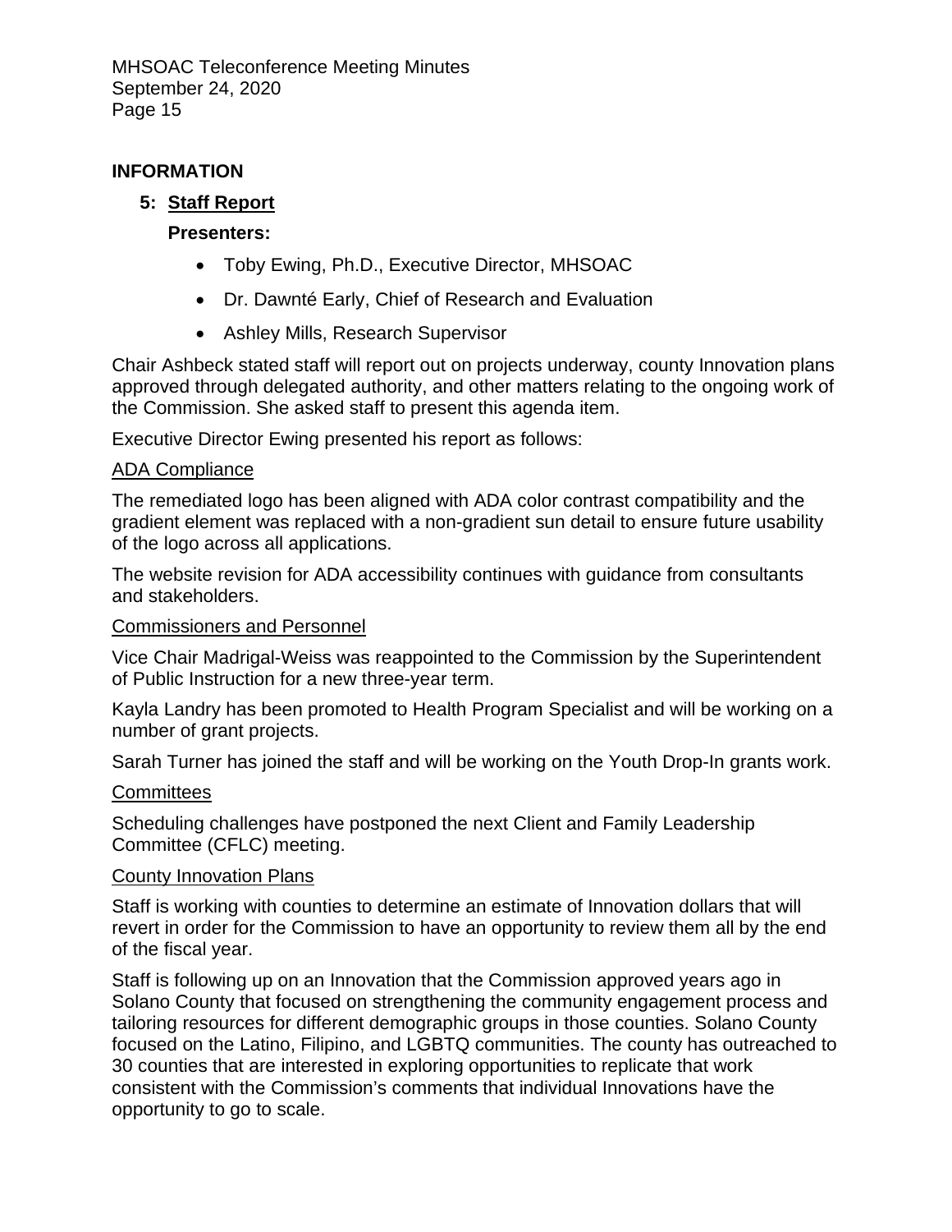## INFORMATION

### 5: Staff Report

**Presenters:**

- Toby Ewing, Ph.D., Executive Director, MHSOAC
- Dr. Dawnté Early, Chief of Research and Evaluation
- Ashley Mills, Research Supervisor

Chair Ashbeck stated staff will report out on projects underway, county Innovation plans approved through delegated authority, and other matters relating to the ongoing work of the Commission. She asked staff to present this agenda item.

Executive Director Ewing presented his report as follows:

ADA Compliance

The remediated logo has been aligned with ADA color contrast compatibility and the gradient element was replaced with a non-gradient sun detail to ensure future usability of the logo across all applications.

The website revision for ADA accessibility continues with guidance from consultants and stakeholders.

Commissioners and Personnel

Vice Chair Madrigal-Weiss was reappointed to the Commission by the Superintendent of Public Instruction for a new three-year term.

Kayla Landry has been promoted to Health Program Specialist and will be working on a number of grant projects.

Sarah Turner has joined the staff and will be working on the Youth Drop-In grants work.

Committees

Scheduling challenges have postponed the next Client and Family Leadership Committee (CFLC) meeting.

County Innovation Plans

Staff is working with counties to determine an estimate of Innovation dollars that will revert in order for the Commission to have an opportunity to review them all by the end of the fiscal year.

Staff is following up on an Innovation that the Commission approved years ago in Solano County that focused on strengthening the community engagement process and tailoring resources for different demographic groups in those counties. Solano County focused on the Latino, Filipino, and LGBTQ communities. The county has outreached to 30 counties that are interested in exploring opportunities to replicate that work consistent with the Commission's comments that individual Innovations have the opportunity to go to scale.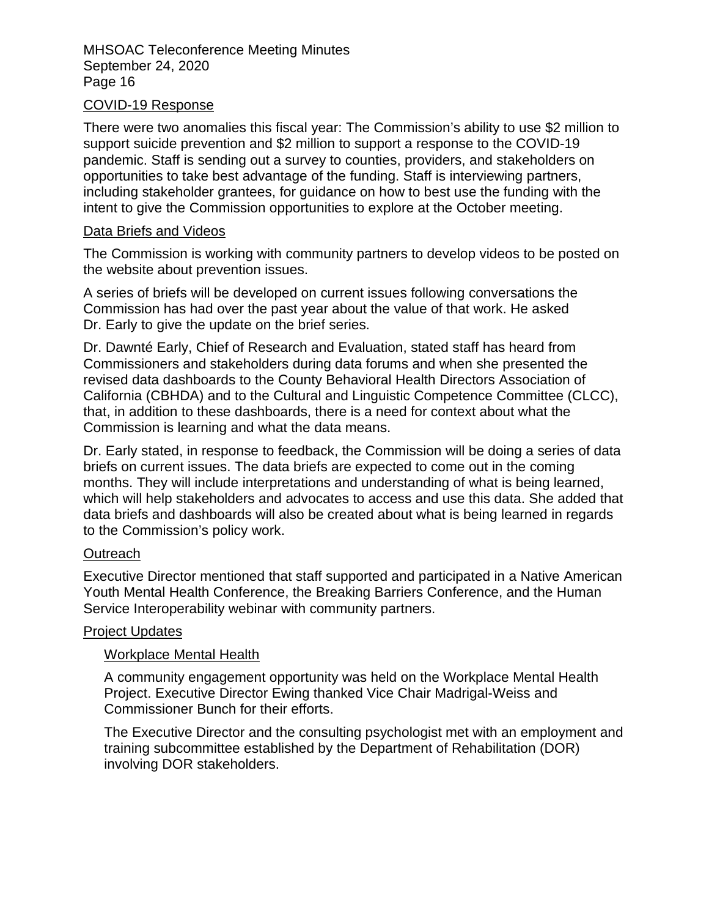COVID-19 Response

There were two anomalies this fiscal year: The Commission's ability to use $2 million to support suicide prevention and $2 million to support a response to the COVID-19 pandemic. Staff is sending out a survey to counties, providers, and stakeholders on opportunities to take best advantage of the funding. Staff is interviewing partners, including stakeholder grantees, for guidance on how to best use the funding with the intent to give the Commission opportunities to explore at the October meeting.

Data Briefs and Videos

The Commission is working with community partners to develop videos to be posted on the website about prevention issues.

A series of briefs will be developed on current issues following conversations the Commission has had over the past year about the value of that work. He asked Dr. Early to give the update on the brief series.

Dr. Dawnté Early, Chief of Research and Evaluation, stated staff has heard from Commissioners and stakeholders during data forums and when she presented the revised data dashboards to the County Behavioral Health Directors Association of California (CBHDA) and to the Cultural and Linguistic Competence Committee (CLCC), that, in addition to these dashboards, there is a need for context about what the Commission is learning and what the data means.

Dr. Early stated, in response to feedback, the Commission will be doing a series of data briefs on current issues. The data briefs are expected to come out in the coming months. They will include interpretations and understanding of what is being learned, which will help stakeholders and advocates to access and use this data. She added that data briefs and dashboards will also be created about what is being learned in regards to the Commission's policy work.

Outreach

Executive Director mentioned that staff supported and participated in a Native American Youth Mental Health Conference, the Breaking Barriers Conference, and the Human Service Interoperability webinar with community partners.

Project Updates

Workplace Mental Health

A community engagement opportunity was held on the Workplace Mental Health Project. Executive Director Ewing thanked Vice Chair Madrigal-Weiss and Commissioner Bunch for their efforts.

The Executive Director and the consulting psychologist met with an employment and training subcommittee established by the Department of Rehabilitation (DOR) involving DOR stakeholders.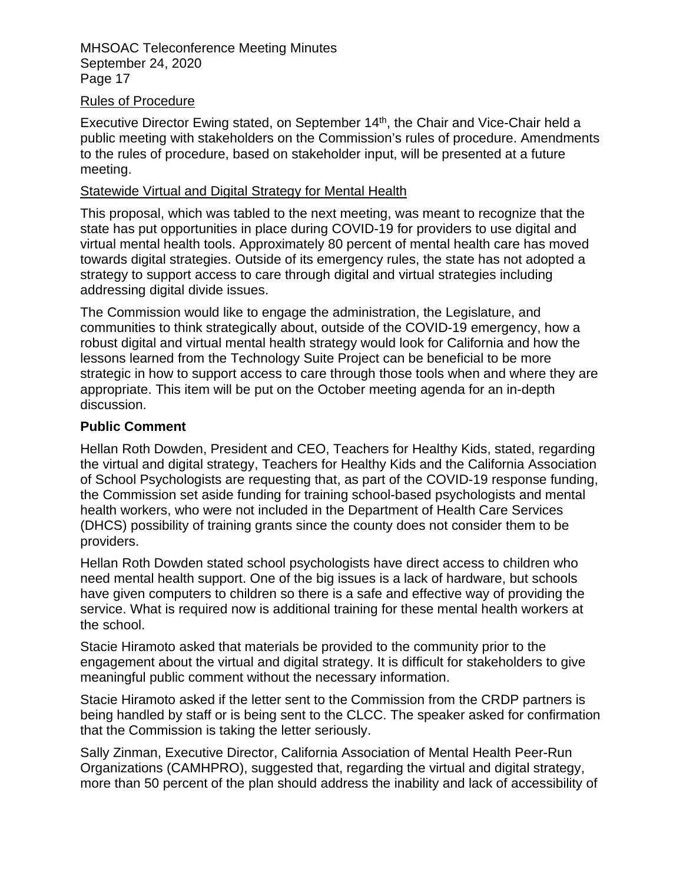Rules of Procedure

Executive Director Ewing stated, on September 14th, the Chair and Vice-Chair held a public meeting with stakeholders on the Commission's rules of procedure. Amendments to the rules of procedure, based on stakeholder input, will be presented at a future meeting.

Statewide Virtual and Digital Strategy for Mental Health

This proposal, which was tabled to the next meeting, was meant to recognize that the state has put opportunities in place during COVID-19 for providers to use digital and virtual mental health tools. Approximately 80 percent of mental health care has moved towards digital strategies. Outside of its emergency rules, the state has not adopted a strategy to support access to care through digital and virtual strategies including addressing digital divide issues.

The Commission would like to engage the administration, the Legislature, and communities to think strategically about, outside of the COVID-19 emergency, how a robust digital and virtual mental health strategy would look for California and how the lessons learned from the Technology Suite Project can be beneficial to be more strategic in how to support access to care through those tools when and where they are appropriate. This item will be put on the October meeting agenda for an in-depth discussion.

**Public Comment**

Hellan Roth Dowden, President and CEO, Teachers for Healthy Kids, stated, regarding the virtual and digital strategy, Teachers for Healthy Kids and the California Association of School Psychologists are requesting that, as part of the COVID-19 response funding, the Commission set aside funding for training school-based psychologists and mental health workers, who were not included in the Department of Health Care Services (DHCS) possibility of training grants since the county does not consider them to be providers.

Hellan Roth Dowden stated school psychologists have direct access to children who need mental health support. One of the big issues is a lack of hardware, but schools have given computers to children so there is a safe and effective way of providing the service. What is required now is additional training for these mental health workers at the school.

Stacie Hiramoto asked that materials be provided to the community prior to the engagement about the virtual and digital strategy. It is difficult for stakeholders to give meaningful public comment without the necessary information.

Stacie Hiramoto asked if the letter sent to the Commission from the CRDP partners is being handled by staff or is being sent to the CLCC. The speaker asked for confirmation that the Commission is taking the letter seriously.

Sally Zinman, Executive Director, California Association of Mental Health Peer-Run Organizations (CAMHPRO), suggested that, regarding the virtual and digital strategy, more than 50 percent of the plan should address the inability and lack of accessibility of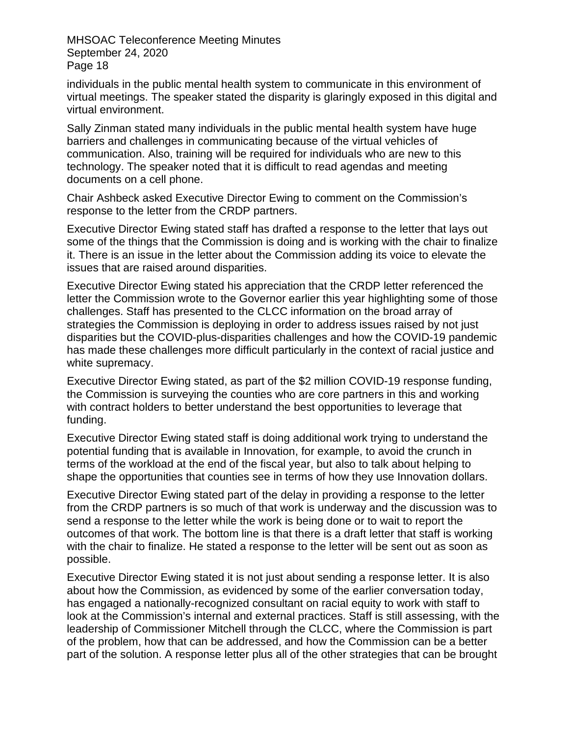individuals in the public mental health system to communicate in this environment of virtual meetings. The speaker stated the disparity is glaringly exposed in this digital and virtual environment.

Sally Zinman stated many individuals in the public mental health system have huge barriers and challenges in communicating because of the virtual vehicles of communication. Also, training will be required for individuals who are new to this technology. The speaker noted that it is difficult to read agendas and meeting documents on a cell phone.

Chair Ashbeck asked Executive Director Ewing to comment on the Commission's response to the letter from the CRDP partners.

Executive Director Ewing stated staff has drafted a response to the letter that lays out some of the things that the Commission is doing and is working with the chair to finalize it. There is an issue in the letter about the Commission adding its voice to elevate the issues that are raised around disparities.

Executive Director Ewing stated his appreciation that the CRDP letter referenced the letter the Commission wrote to the Governor earlier this year highlighting some of those challenges. Staff has presented to the CLCC information on the broad array of strategies the Commission is deploying in order to address issues raised by not just disparities but the COVID-plus-disparities challenges and how the COVID-19 pandemic has made these challenges more difficult particularly in the context of racial justice and white supremacy.

Executive Director Ewing stated, as part of the $2 million COVID-19 response funding, the Commission is surveying the counties who are core partners in this and working with contract holders to better understand the best opportunities to leverage that funding.

Executive Director Ewing stated staff is doing additional work trying to understand the potential funding that is available in Innovation, for example, to avoid the crunch in terms of the workload at the end of the fiscal year, but also to talk about helping to shape the opportunities that counties see in terms of how they use Innovation dollars.

Executive Director Ewing stated part of the delay in providing a response to the letter from the CRDP partners is so much of that work is underway and the discussion was to send a response to the letter while the work is being done or to wait to report the outcomes of that work. The bottom line is that there is a draft letter that staff is working with the chair to finalize. He stated a response to the letter will be sent out as soon as possible.

Executive Director Ewing stated it is not just about sending a response letter. It is also about how the Commission, as evidenced by some of the earlier conversation today, has engaged a nationally-recognized consultant on racial equity to work with staff to look at the Commission's internal and external practices. Staff is still assessing, with the leadership of Commissioner Mitchell through the CLCC, where the Commission is part of the problem, how that can be addressed, and how the Commission can be a better part of the solution. A response letter plus all of the other strategies that can be brought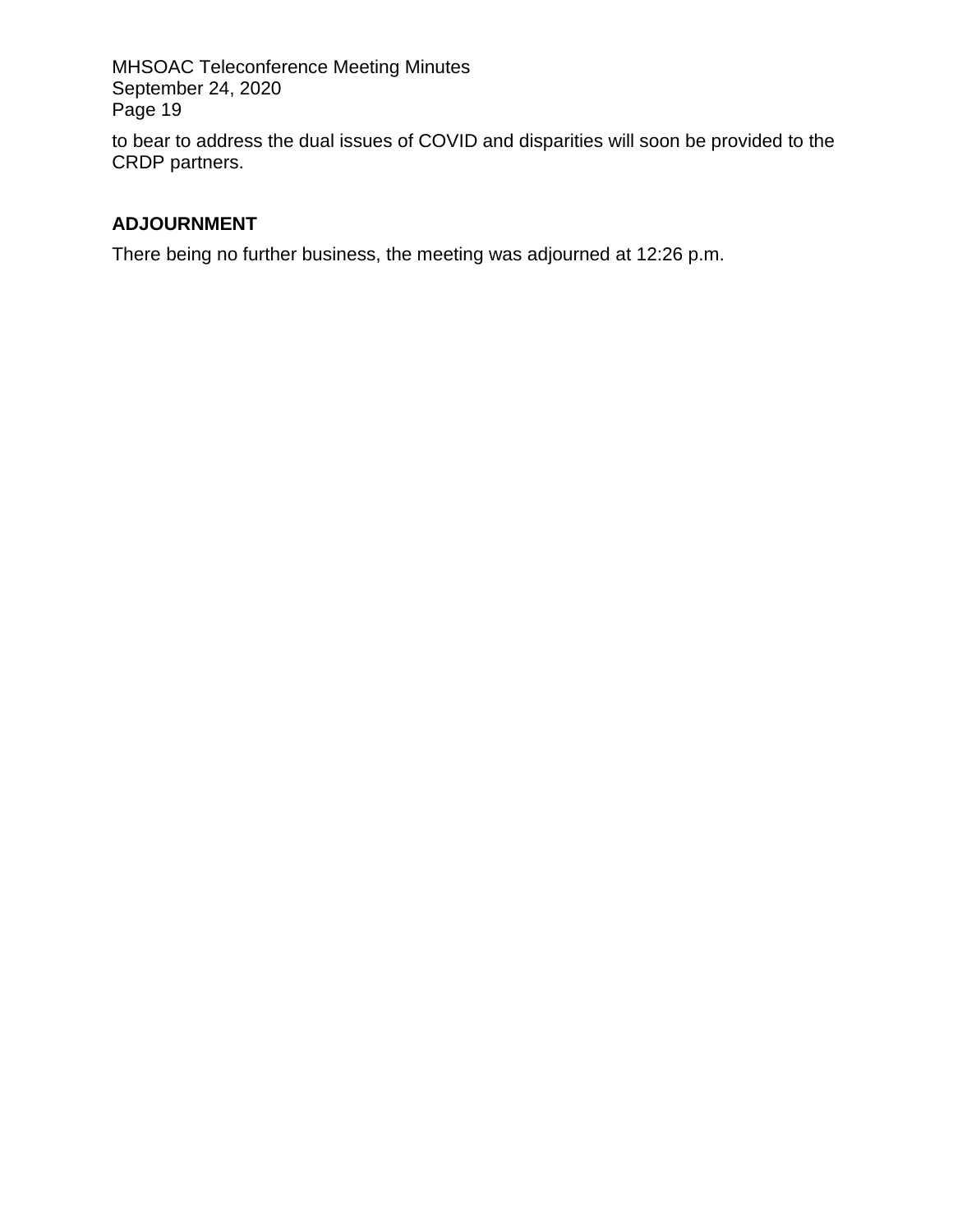to bear to address the dual issues of COVID and disparities will soon be provided to the CRDP partners.

## ADJOURNMENT

There being no further business, the meeting was adjourned at 12:26 p.m.